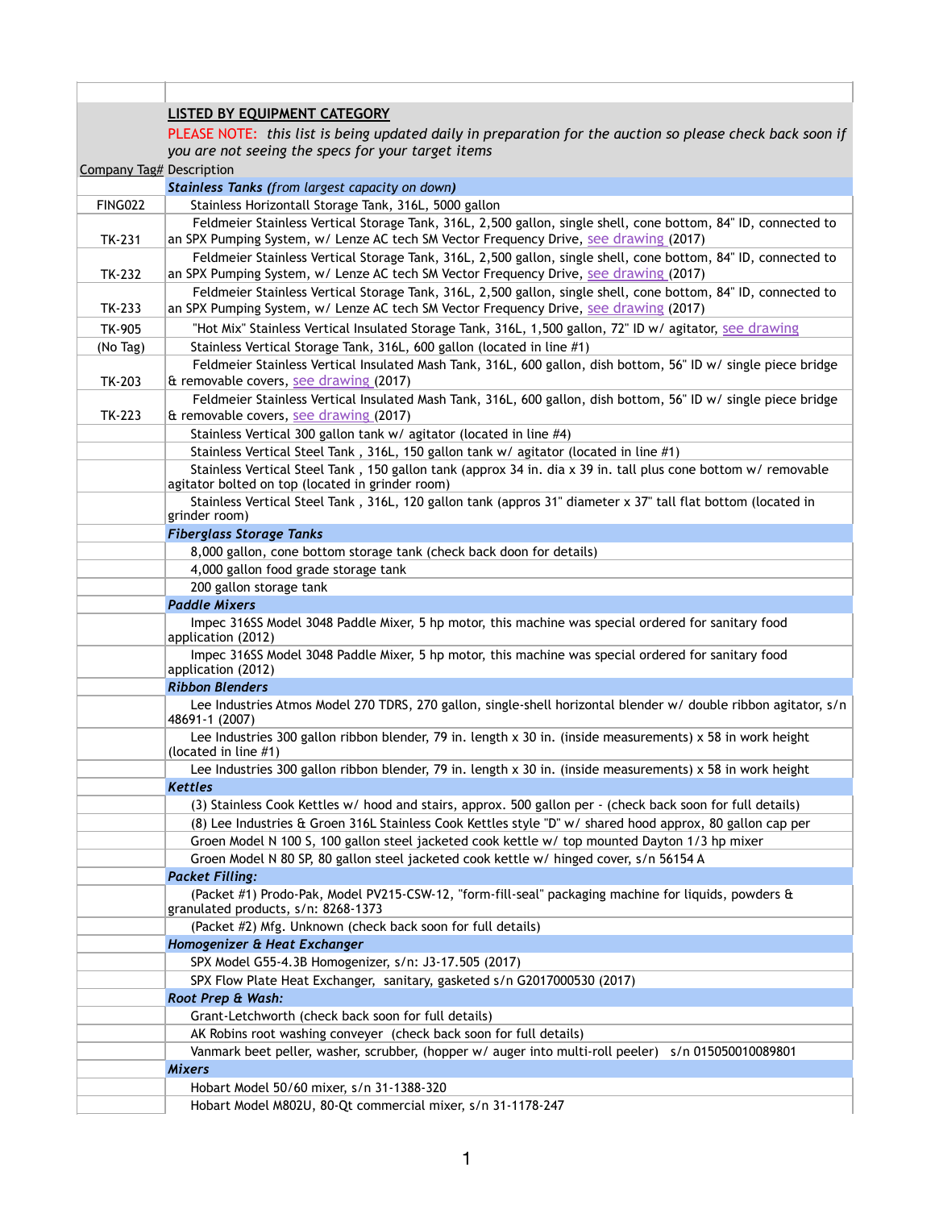| Company Tag# | Description |
|---|---|
| | **LISTED BY EQUIPMENT CATEGORY** |
| | PLEASE NOTE: *this list is being updated daily in preparation for the auction so please check back soon if you are not seeing the specs for your target items* |
| | ***Stainless Tanks** (from largest capacity on down)* |
| FING022 | Stainless Horizontall Storage Tank, 316L, 5000 gallon |
| TK-231 | Feldmeier Stainless Vertical Storage Tank, 316L, 2,500 gallon, single shell, cone bottom, 84" ID, connected to an SPX Pumping System, w/ Lenze AC tech SM Vector Frequency Drive, see drawing (2017) |
| TK-232 | Feldmeier Stainless Vertical Storage Tank, 316L, 2,500 gallon, single shell, cone bottom, 84" ID, connected to an SPX Pumping System, w/ Lenze AC tech SM Vector Frequency Drive, see drawing (2017) |
| TK-233 | Feldmeier Stainless Vertical Storage Tank, 316L, 2,500 gallon, single shell, cone bottom, 84" ID, connected to an SPX Pumping System, w/ Lenze AC tech SM Vector Frequency Drive, see drawing (2017) |
| TK-905 | "Hot Mix" Stainless Vertical Insulated Storage Tank, 316L, 1,500 gallon, 72" ID w/ agitator, see drawing |
| (No Tag) | Stainless Vertical Storage Tank, 316L, 600 gallon (located in line #1) |
| TK-203 | Feldmeier Stainless Vertical Insulated Mash Tank, 316L, 600 gallon, dish bottom, 56" ID w/ single piece bridge & removable covers, see drawing (2017) |
| TK-223 | Feldmeier Stainless Vertical Insulated Mash Tank, 316L, 600 gallon, dish bottom, 56" ID w/ single piece bridge & removable covers, see drawing (2017) |
| | Stainless Vertical 300 gallon tank w/ agitator (located in line #4) |
| | Stainless Vertical Steel Tank , 316L, 150 gallon tank w/ agitator (located in line #1) |
| | Stainless Vertical Steel Tank , 150 gallon tank (approx 34 in. dia x 39 in. tall plus cone bottom w/ removable agitator bolted on top (located in grinder room) |
| | Stainless Vertical Steel Tank , 316L, 120 gallon tank (appros 31" diameter x 37" tall flat bottom (located in grinder room) |
| | ***Fiberglass Storage Tanks*** |
| | 8,000 gallon, cone bottom storage tank (check back doon for details) |
| | 4,000 gallon food grade storage tank |
| | 200 gallon storage tank |
| | ***Paddle Mixers*** |
| | Impec 316SS Model 3048 Paddle Mixer, 5 hp motor, this machine was special ordered for sanitary food application (2012) |
| | Impec 316SS Model 3048 Paddle Mixer, 5 hp motor, this machine was special ordered for sanitary food application (2012) |
| | ***Ribbon Blenders*** |
| | Lee Industries Atmos Model 270 TDRS, 270 gallon, single-shell horizontal blender w/ double ribbon agitator, s/n 48691-1 (2007) |
| | Lee Industries 300 gallon ribbon blender, 79 in. length x 30 in. (inside measurements) x 58 in work height (located in line #1) |
| | Lee Industries 300 gallon ribbon blender, 79 in. length x 30 in. (inside measurements) x 58 in work height |
| | ***Kettles*** |
| | (3) Stainless Cook Kettles w/ hood and stairs, approx. 500 gallon per - (check back soon for full details) |
| | (8) Lee Industries & Groen 316L Stainless Cook Kettles style "D" w/ shared hood approx, 80 gallon cap per |
| | Groen Model N 100 S, 100 gallon steel jacketed cook kettle w/ top mounted Dayton 1/3 hp mixer |
| | Groen Model N 80 SP, 80 gallon steel jacketed cook kettle w/ hinged cover, s/n 56154 A |
| | ***Packet Filling:*** |
| | (Packet #1) Prodo-Pak, Model PV215-CSW-12, "form-fill-seal" packaging machine for liquids, powders & granulated products, s/n: 8268-1373 |
| | (Packet #2) Mfg. Unknown (check back soon for full details) |
| | ***Homogenizer & Heat Exchanger*** |
| | SPX Model G55-4.3B Homogenizer, s/n: J3-17.505 (2017) |
| | SPX Flow Plate Heat Exchanger, sanitary, gasketed s/n G2017000530 (2017) |
| | ***Root Prep & Wash:*** |
| | Grant-Letchworth (check back soon for full details) |
| | AK Robins root washing conveyer (check back soon for full details) |
| | Vanmark beet peller, washer, scrubber, (hopper w/ auger into multi-roll peeler) s/n 015050010089801 |
| | ***Mixers*** |
| | Hobart Model 50/60 mixer, s/n 31-1388-320 |
| | Hobart Model M802U, 80-Qt commercial mixer, s/n 31-1178-247 |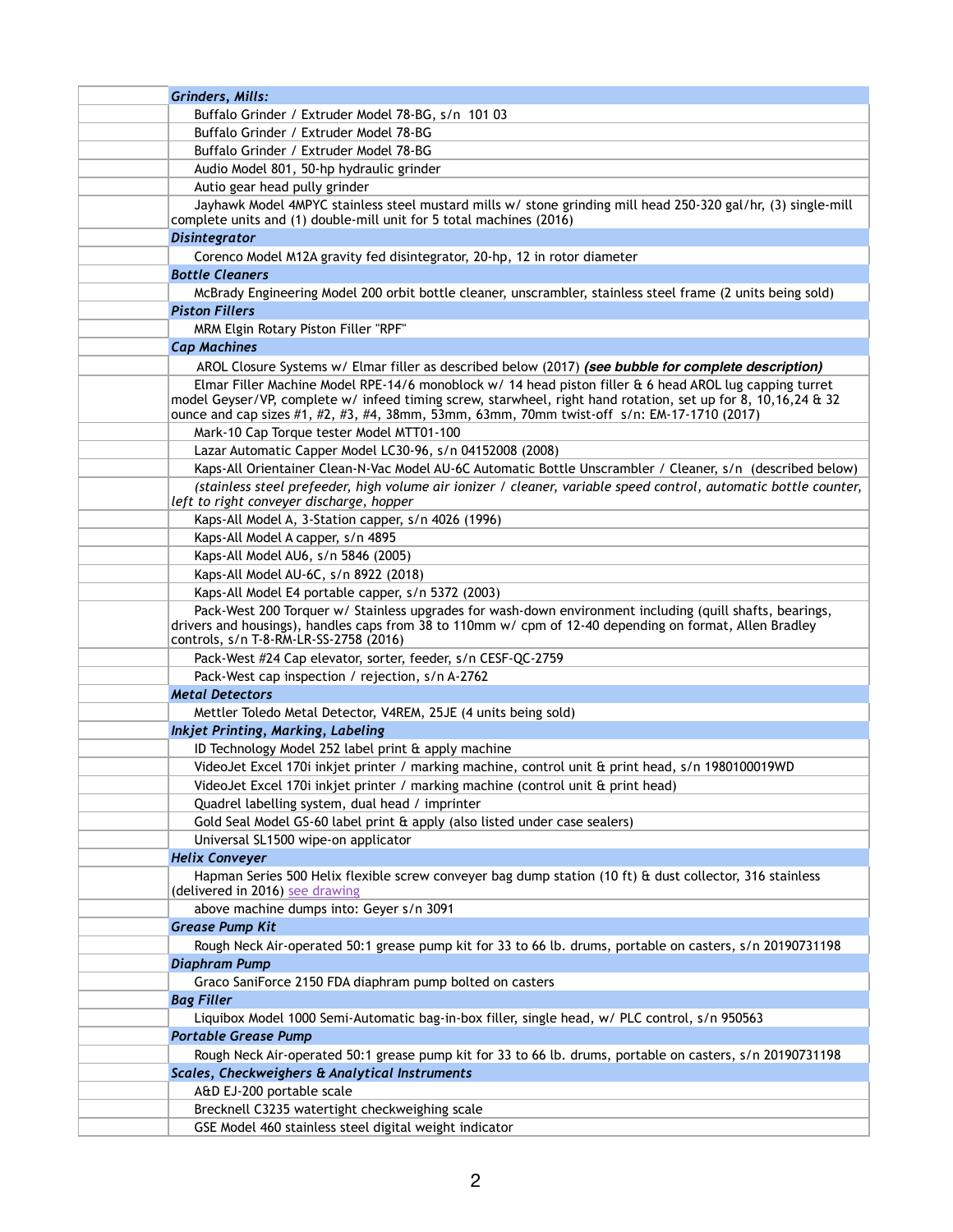| | |
|---|---|
| | ***Grinders, Mills:*** |
| | Buffalo Grinder / Extruder Model 78-BG, s/n 101 03 |
| | Buffalo Grinder / Extruder Model 78-BG |
| | Buffalo Grinder / Extruder Model 78-BG |
| | Audio Model 801, 50-hp hydraulic grinder |
| | Autio gear head pully grinder |
| | Jayhawk Model 4MPYC stainless steel mustard mills w/ stone grinding mill head 250-320 gal/hr, (3) single-mill complete units and (1) double-mill unit for 5 total machines (2016) |
| | ***Disintegrator*** |
| | Corenco Model M12A gravity fed disintegrator, 20-hp, 12 in rotor diameter |
| | ***Bottle Cleaners*** |
| | McBrady Engineering Model 200 orbit bottle cleaner, unscrambler, stainless steel frame (2 units being sold) |
| | ***Piston Fillers*** |
| | MRM Elgin Rotary Piston Filler "RPF" |
| | ***Cap Machines*** |
| | AROL Closure Systems w/ Elmar filler as described below (2017) ***(see bubble for complete description)*** |
| | Elmar Filler Machine Model RPE-14/6 monoblock w/ 14 head piston filler & 6 head AROL lug capping turret model Geyser/VP, complete w/ infeed timing screw, starwheel, right hand rotation, set up for 8, 10,16,24 & 32 ounce and cap sizes #1, #2, #3, #4, 38mm, 53mm, 63mm, 70mm twist-off s/n: EM-17-1710 (2017) |
| | Mark-10 Cap Torque tester Model MTT01-100 |
| | Lazar Automatic Capper Model LC30-96, s/n 04152008 (2008) |
| | Kaps-All Orientainer Clean-N-Vac Model AU-6C Automatic Bottle Unscrambler / Cleaner, s/n (described below) |
| | *(stainless steel prefeeder, high volume air ionizer / cleaner, variable speed control, automatic bottle counter, left to right conveyer discharge, hopper* |
| | Kaps-All Model A, 3-Station capper, s/n 4026 (1996) |
| | Kaps-All Model A capper, s/n 4895 |
| | Kaps-All Model AU6, s/n 5846 (2005) |
| | Kaps-All Model AU-6C, s/n 8922 (2018) |
| | Kaps-All Model E4 portable capper, s/n 5372 (2003) |
| | Pack-West 200 Torquer w/ Stainless upgrades for wash-down environment including (quill shafts, bearings, drivers and housings), handles caps from 38 to 110mm w/ cpm of 12-40 depending on format, Allen Bradley controls, s/n T-8-RM-LR-SS-2758 (2016) |
| | Pack-West #24 Cap elevator, sorter, feeder, s/n CESF-QC-2759 |
| | Pack-West cap inspection / rejection, s/n A-2762 |
| | ***Metal Detectors*** |
| | Mettler Toledo Metal Detector, V4REM, 25JE (4 units being sold) |
| | ***Inkjet Printing, Marking, Labeling*** |
| | ID Technology Model 252 label print & apply machine |
| | VideoJet Excel 170i inkjet printer / marking machine, control unit & print head, s/n 1980100019WD |
| | VideoJet Excel 170i inkjet printer / marking machine (control unit & print head) |
| | Quadrel labelling system, dual head / imprinter |
| | Gold Seal Model GS-60 label print & apply (also listed under case sealers) |
| | Universal SL1500 wipe-on applicator |
| | ***Helix Conveyer*** |
| | Hapman Series 500 Helix flexible screw conveyer bag dump station (10 ft) & dust collector, 316 stainless (delivered in 2016) see drawing |
| | above machine dumps into: Geyer s/n 3091 |
| | ***Grease Pump Kit*** |
| | Rough Neck Air-operated 50:1 grease pump kit for 33 to 66 lb. drums, portable on casters, s/n 20190731198 |
| | ***Diaphram Pump*** |
| | Graco SaniForce 2150 FDA diaphram pump bolted on casters |
| | ***Bag Filler*** |
| | Liquibox Model 1000 Semi-Automatic bag-in-box filler, single head, w/ PLC control, s/n 950563 |
| | ***Portable Grease Pump*** |
| | Rough Neck Air-operated 50:1 grease pump kit for 33 to 66 lb. drums, portable on casters, s/n 20190731198 |
| | ***Scales, Checkweighers & Analytical Instruments*** |
| | A&D EJ-200 portable scale |
| | Brecknell C3235 watertight checkweighing scale |
| | GSE Model 460 stainless steel digital weight indicator |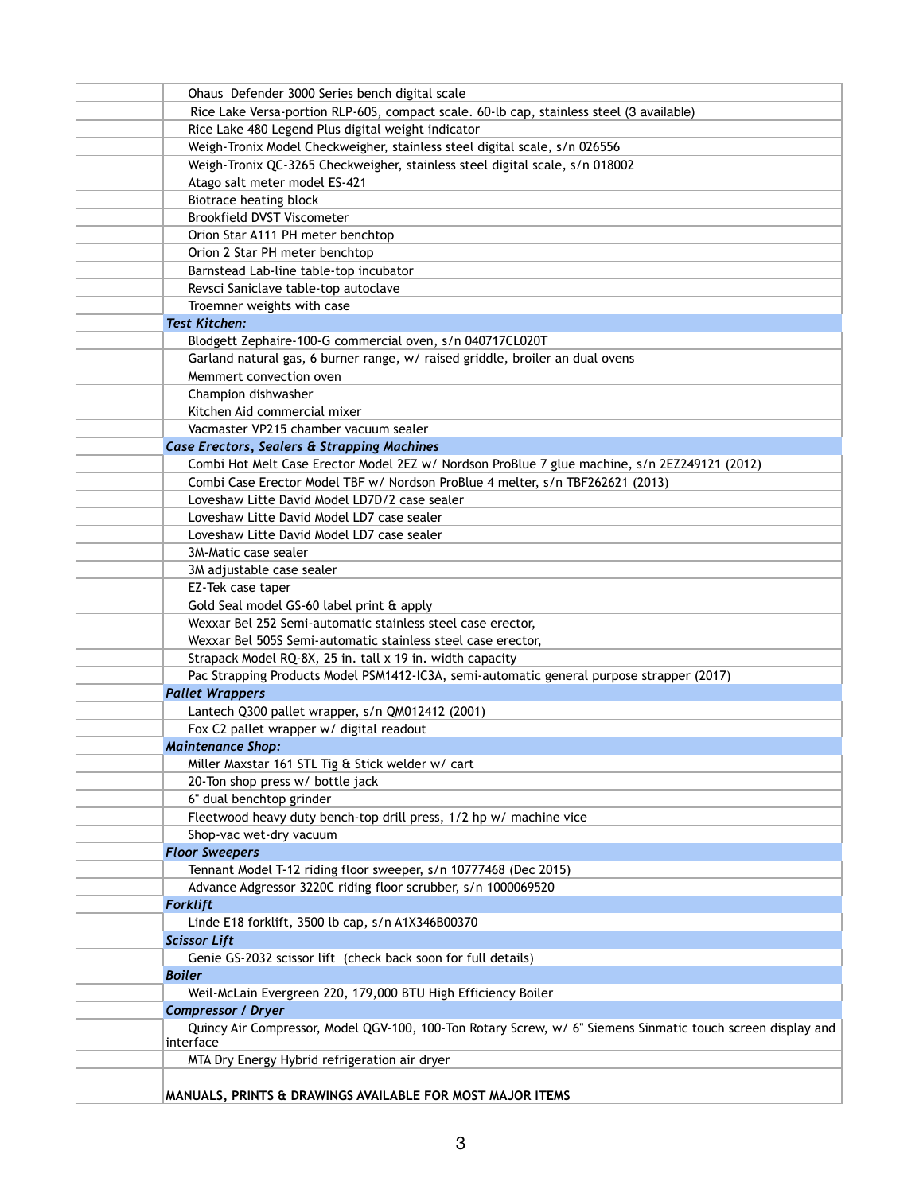| | |
|---|---|
| | Ohaus Defender 3000 Series bench digital scale |
| | Rice Lake Versa-portion RLP-60S, compact scale. 60-lb cap, stainless steel (3 available) |
| | Rice Lake 480 Legend Plus digital weight indicator |
| | Weigh-Tronix Model Checkweigher, stainless steel digital scale, s/n 026556 |
| | Weigh-Tronix QC-3265 Checkweigher, stainless steel digital scale, s/n 018002 |
| | Atago salt meter model ES-421 |
| | Biotrace heating block |
| | Brookfield DVST Viscometer |
| | Orion Star A111 PH meter benchtop |
| | Orion 2 Star PH meter benchtop |
| | Barnstead Lab-line table-top incubator |
| | Revsci Saniclave table-top autoclave |
| | Troemner weights with case |
| | ***Test Kitchen:*** |
| | Blodgett Zephaire-100-G commercial oven, s/n 040717CL020T |
| | Garland natural gas, 6 burner range, w/ raised griddle, broiler an dual ovens |
| | Memmert convection oven |
| | Champion dishwasher |
| | Kitchen Aid commercial mixer |
| | Vacmaster VP215 chamber vacuum sealer |
| | ***Case Erectors, Sealers & Strapping Machines*** |
| | Combi Hot Melt Case Erector Model 2EZ w/ Nordson ProBlue 7 glue machine, s/n 2EZ249121 (2012) |
| | Combi Case Erector Model TBF w/ Nordson ProBlue 4 melter, s/n TBF262621 (2013) |
| | Loveshaw Litte David Model LD7D/2 case sealer |
| | Loveshaw Litte David Model LD7 case sealer |
| | Loveshaw Litte David Model LD7 case sealer |
| | 3M-Matic case sealer |
| | 3M adjustable case sealer |
| | EZ-Tek case taper |
| | Gold Seal model GS-60 label print & apply |
| | Wexxar Bel 252 Semi-automatic stainless steel case erector, |
| | Wexxar Bel 505S Semi-automatic stainless steel case erector, |
| | Strapack Model RQ-8X, 25 in. tall x 19 in. width capacity |
| | Pac Strapping Products Model PSM1412-IC3A, semi-automatic general purpose strapper (2017) |
| | ***Pallet Wrappers*** |
| | Lantech Q300 pallet wrapper, s/n QM012412 (2001) |
| | Fox C2 pallet wrapper w/ digital readout |
| | ***Maintenance Shop:*** |
| | Miller Maxstar 161 STL Tig & Stick welder w/ cart |
| | 20-Ton shop press w/ bottle jack |
| | 6" dual benchtop grinder |
| | Fleetwood heavy duty bench-top drill press, 1/2 hp w/ machine vice |
| | Shop-vac wet-dry vacuum |
| | ***Floor Sweepers*** |
| | Tennant Model T-12 riding floor sweeper, s/n 10777468 (Dec 2015) |
| | Advance Adgressor 3220C riding floor scrubber, s/n 1000069520 |
| | ***Forklift*** |
| | Linde E18 forklift, 3500 lb cap, s/n A1X346B00370 |
| | ***Scissor Lift*** |
| | Genie GS-2032 scissor lift (check back soon for full details) |
| | ***Boiler*** |
| | Weil-McLain Evergreen 220, 179,000 BTU High Efficiency Boiler |
| | ***Compressor / Dryer*** |
| | Quincy Air Compressor, Model QGV-100, 100-Ton Rotary Screw, w/ 6" Siemens Sinmatic touch screen display and interface |
| | MTA Dry Energy Hybrid refrigeration air dryer |
| | |
| | **MANUALS, PRINTS & DRAWINGS AVAILABLE FOR MOST MAJOR ITEMS** |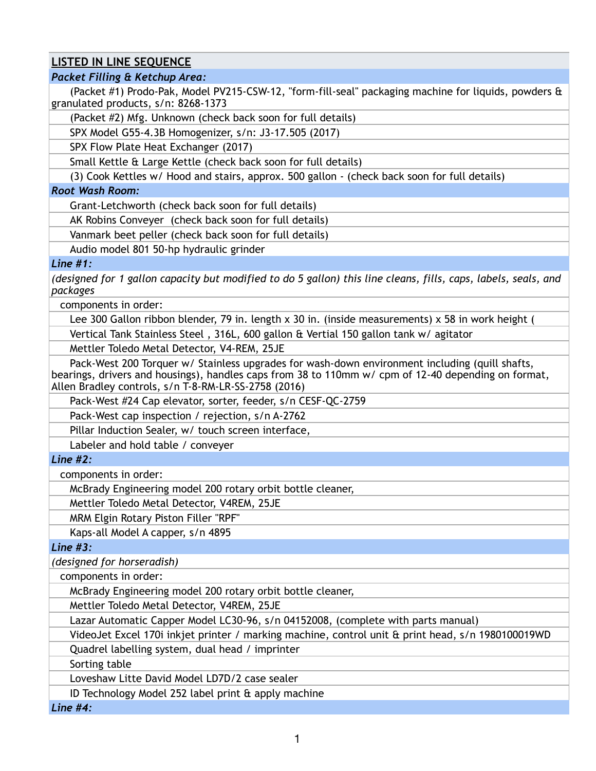## LISTED IN LINE SEQUENCE

### *Packet Filling & Ketchup Area:*

- (Packet #1) Prodo-Pak, Model PV215-CSW-12, "form-fill-seal" packaging machine for liquids, powders & granulated products, s/n: 8268-1373
- (Packet #2) Mfg. Unknown (check back soon for full details)
- SPX Model G55-4.3B Homogenizer, s/n: J3-17.505 (2017)
- SPX Flow Plate Heat Exchanger (2017)
- Small Kettle & Large Kettle (check back soon for full details)
- (3) Cook Kettles w/ Hood and stairs, approx. 500 gallon - (check back soon for full details)

### *Root Wash Room:*

- Grant-Letchworth (check back soon for full details)
- AK Robins Conveyer (check back soon for full details)
- Vanmark beet peller (check back soon for full details)
- Audio model 801 50-hp hydraulic grinder

### *Line #1:*

*(designed for 1 gallon capacity but modified to do 5 gallon) this line cleans, fills, caps, labels, seals, and packages*

components in order:

- Lee 300 Gallon ribbon blender, 79 in. length x 30 in. (inside measurements) x 58 in work height (
- Vertical Tank Stainless Steel , 316L, 600 gallon & Vertial 150 gallon tank w/ agitator
- Mettler Toledo Metal Detector, V4-REM, 25JE
- Pack-West 200 Torquer w/ Stainless upgrades for wash-down environment including (quill shafts, bearings, drivers and housings), handles caps from 38 to 110mm w/ cpm of 12-40 depending on format, Allen Bradley controls, s/n T-8-RM-LR-SS-2758 (2016)
- Pack-West #24 Cap elevator, sorter, feeder, s/n CESF-QC-2759
- Pack-West cap inspection / rejection, s/n A-2762
- Pillar Induction Sealer, w/ touch screen interface,
- Labeler and hold table / conveyer

### *Line #2:*

components in order:

- McBrady Engineering model 200 rotary orbit bottle cleaner,
- Mettler Toledo Metal Detector, V4REM, 25JE
- MRM Elgin Rotary Piston Filler "RPF"
- Kaps-all Model A capper, s/n 4895

### *Line #3:*

*(designed for horseradish)*

components in order:

- McBrady Engineering model 200 rotary orbit bottle cleaner,
- Mettler Toledo Metal Detector, V4REM, 25JE
- Lazar Automatic Capper Model LC30-96, s/n 04152008, (complete with parts manual)
- VideoJet Excel 170i inkjet printer / marking machine, control unit & print head, s/n 1980100019WD
- Quadrel labelling system, dual head / imprinter
- Sorting table
- Loveshaw Litte David Model LD7D/2 case sealer
- ID Technology Model 252 label print & apply machine

### *Line #4:*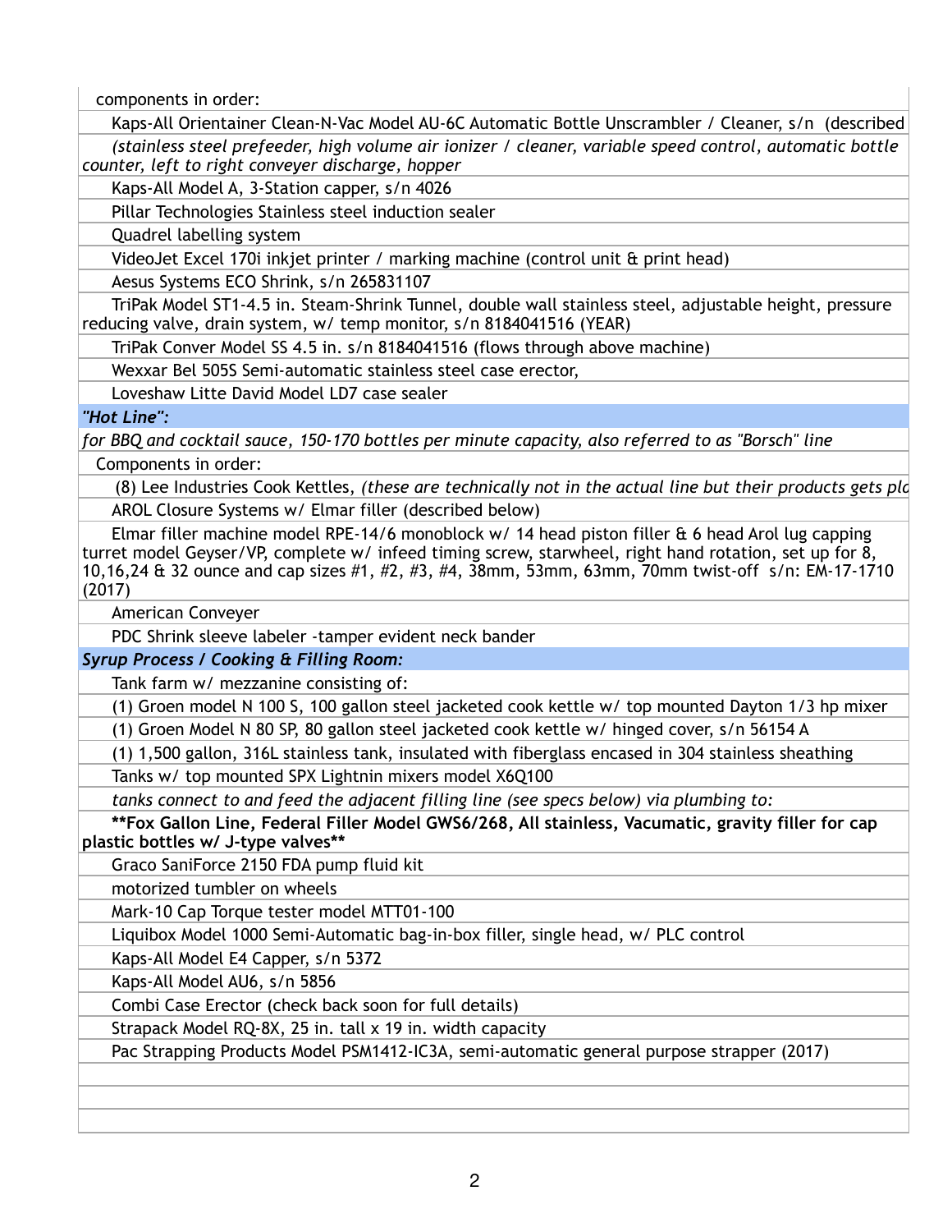| |
|---|
| components in order: |
| Kaps-All Orientainer Clean-N-Vac Model AU-6C Automatic Bottle Unscrambler / Cleaner, s/n  (described |
| *(stainless steel prefeeder, high volume air ionizer / cleaner, variable speed control, automatic bottle counter, left to right conveyer discharge, hopper* |
| Kaps-All Model A, 3-Station capper, s/n 4026 |
| Pillar Technologies Stainless steel induction sealer |
| Quadrel labelling system |
| VideoJet Excel 170i inkjet printer / marking machine (control unit & print head) |
| Aesus Systems ECO Shrink, s/n 265831107 |
| TriPak Model ST1-4.5 in. Steam-Shrink Tunnel, double wall stainless steel, adjustable height, pressure reducing valve, drain system, w/ temp monitor, s/n 8184041516 (YEAR) |
| TriPak Conver Model SS 4.5 in. s/n 8184041516 (flows through above machine) |
| Wexxar Bel 505S Semi-automatic stainless steel case erector, |
| Loveshaw Litte David Model LD7 case sealer |
| ***"Hot Line":*** |
| *for BBQ and cocktail sauce, 150-170 bottles per minute capacity, also referred to as "Borsch" line* |
| Components in order: |
| (8) Lee Industries Cook Kettles, *(these are technically not in the actual line but their products gets pla* |
| AROL Closure Systems w/ Elmar filler (described below) |
| Elmar filler machine model RPE-14/6 monoblock w/ 14 head piston filler & 6 head Arol lug capping turret model Geyser/VP, complete w/ infeed timing screw, starwheel, right hand rotation, set up for 8, 10,16,24 & 32 ounce and cap sizes #1, #2, #3, #4, 38mm, 53mm, 63mm, 70mm twist-off  s/n: EM-17-1710 (2017) |
| American Conveyer |
| PDC Shrink sleeve labeler -tamper evident neck bander |
| ***Syrup Process / Cooking & Filling Room:*** |
| Tank farm w/ mezzanine consisting of: |
| (1) Groen model N 100 S, 100 gallon steel jacketed cook kettle w/ top mounted Dayton 1/3 hp mixer |
| (1) Groen Model N 80 SP, 80 gallon steel jacketed cook kettle w/ hinged cover, s/n 56154 A |
| (1) 1,500 gallon, 316L stainless tank, insulated with fiberglass encased in 304 stainless sheathing |
| Tanks w/ top mounted SPX Lightnin mixers model X6Q100 |
| *tanks connect to and feed the adjacent filling line (see specs below) via plumbing to:* |
| ****Fox Gallon Line, Federal Filler Model GWS6/268, All stainless, Vacumatic, gravity filler for cap plastic bottles w/ J-type valves**** |
| Graco SaniForce 2150 FDA pump fluid kit |
| motorized tumbler on wheels |
| Mark-10 Cap Torque tester model MTT01-100 |
| Liquibox Model 1000 Semi-Automatic bag-in-box filler, single head, w/ PLC control |
| Kaps-All Model E4 Capper, s/n 5372 |
| Kaps-All Model AU6, s/n 5856 |
| Combi Case Erector (check back soon for full details) |
| Strapack Model RQ-8X, 25 in. tall x 19 in. width capacity |
| Pac Strapping Products Model PSM1412-IC3A, semi-automatic general purpose strapper (2017) |
| |
| |
| |